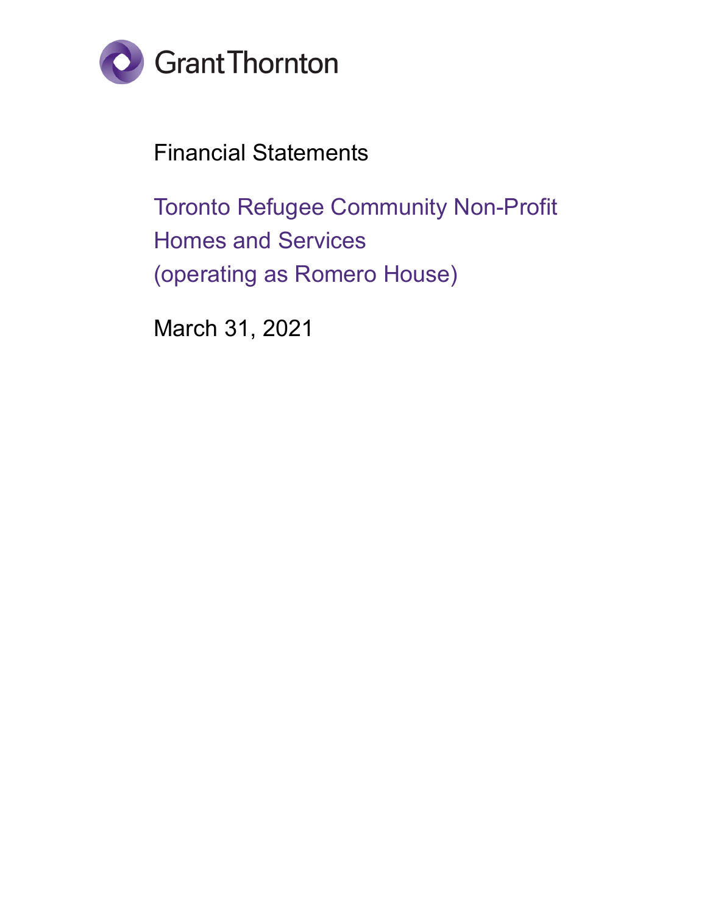Grant Thornton

# Financial Statements

## Toronto Refugee Community Non-Profit Homes and Services (operating as Romero House)

March 31, 2021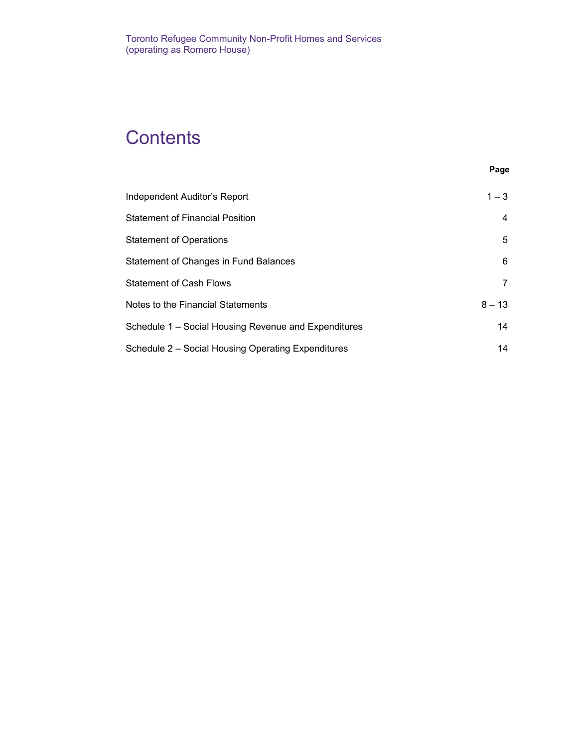Toronto Refugee Community Non-Profit Homes and Services
(operating as Romero House)

# Contents

| | Page |
|---|---|
| Independent Auditor's Report | 1 – 3 |
| Statement of Financial Position | 4 |
| Statement of Operations | 5 |
| Statement of Changes in Fund Balances | 6 |
| Statement of Cash Flows | 7 |
| Notes to the Financial Statements | 8 – 13 |
| Schedule 1 – Social Housing Revenue and Expenditures | 14 |
| Schedule 2 – Social Housing Operating Expenditures | 14 |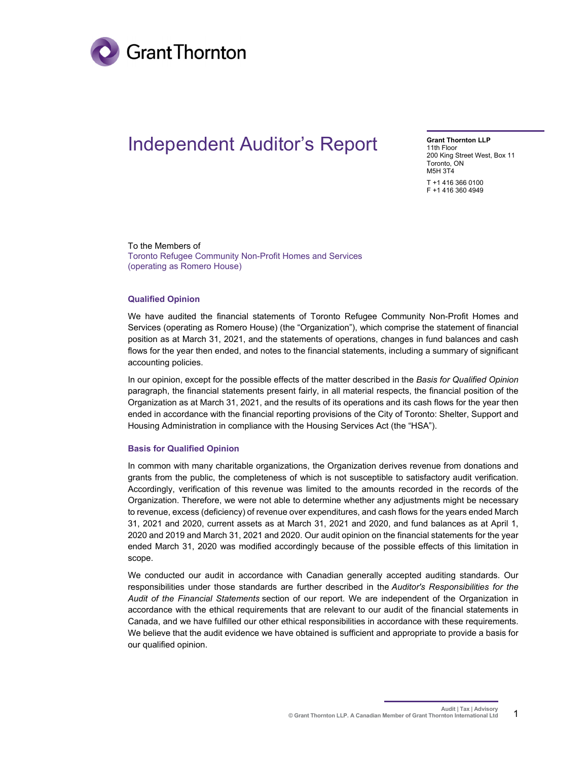Grant Thornton

# Independent Auditor's Report

**Grant Thornton LLP**
11th Floor
200 King Street West, Box 11
Toronto, ON
M5H 3T4

T +1 416 366 0100
F +1 416 360 4949

To the Members of
Toronto Refugee Community Non-Profit Homes and Services
(operating as Romero House)

### Qualified Opinion

We have audited the financial statements of Toronto Refugee Community Non-Profit Homes and Services (operating as Romero House) (the "Organization"), which comprise the statement of financial position as at March 31, 2021, and the statements of operations, changes in fund balances and cash flows for the year then ended, and notes to the financial statements, including a summary of significant accounting policies.

In our opinion, except for the possible effects of the matter described in the *Basis for Qualified Opinion* paragraph, the financial statements present fairly, in all material respects, the financial position of the Organization as at March 31, 2021, and the results of its operations and its cash flows for the year then ended in accordance with the financial reporting provisions of the City of Toronto: Shelter, Support and Housing Administration in compliance with the Housing Services Act (the "HSA").

### Basis for Qualified Opinion

In common with many charitable organizations, the Organization derives revenue from donations and grants from the public, the completeness of which is not susceptible to satisfactory audit verification. Accordingly, verification of this revenue was limited to the amounts recorded in the records of the Organization. Therefore, we were not able to determine whether any adjustments might be necessary to revenue, excess (deficiency) of revenue over expenditures, and cash flows for the years ended March 31, 2021 and 2020, current assets as at March 31, 2021 and 2020, and fund balances as at April 1, 2020 and 2019 and March 31, 2021 and 2020. Our audit opinion on the financial statements for the year ended March 31, 2020 was modified accordingly because of the possible effects of this limitation in scope.

We conducted our audit in accordance with Canadian generally accepted auditing standards. Our responsibilities under those standards are further described in the *Auditor's Responsibilities for the Audit of the Financial Statements* section of our report. We are independent of the Organization in accordance with the ethical requirements that are relevant to our audit of the financial statements in Canada, and we have fulfilled our other ethical responsibilities in accordance with these requirements. We believe that the audit evidence we have obtained is sufficient and appropriate to provide a basis for our qualified opinion.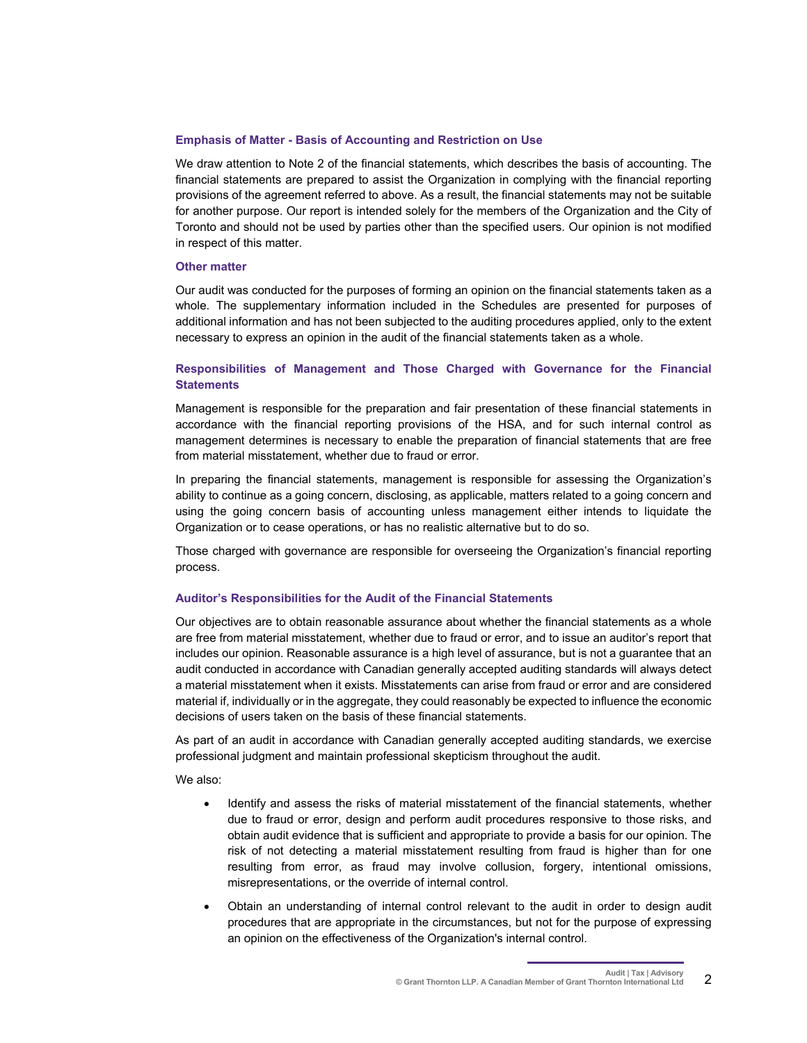### Emphasis of Matter - Basis of Accounting and Restriction on Use

We draw attention to Note 2 of the financial statements, which describes the basis of accounting. The financial statements are prepared to assist the Organization in complying with the financial reporting provisions of the agreement referred to above. As a result, the financial statements may not be suitable for another purpose. Our report is intended solely for the members of the Organization and the City of Toronto and should not be used by parties other than the specified users. Our opinion is not modified in respect of this matter.

### Other matter

Our audit was conducted for the purposes of forming an opinion on the financial statements taken as a whole. The supplementary information included in the Schedules are presented for purposes of additional information and has not been subjected to the auditing procedures applied, only to the extent necessary to express an opinion in the audit of the financial statements taken as a whole.

### Responsibilities of Management and Those Charged with Governance for the Financial Statements

Management is responsible for the preparation and fair presentation of these financial statements in accordance with the financial reporting provisions of the HSA, and for such internal control as management determines is necessary to enable the preparation of financial statements that are free from material misstatement, whether due to fraud or error.

In preparing the financial statements, management is responsible for assessing the Organization's ability to continue as a going concern, disclosing, as applicable, matters related to a going concern and using the going concern basis of accounting unless management either intends to liquidate the Organization or to cease operations, or has no realistic alternative but to do so.

Those charged with governance are responsible for overseeing the Organization's financial reporting process.

### Auditor's Responsibilities for the Audit of the Financial Statements

Our objectives are to obtain reasonable assurance about whether the financial statements as a whole are free from material misstatement, whether due to fraud or error, and to issue an auditor's report that includes our opinion. Reasonable assurance is a high level of assurance, but is not a guarantee that an audit conducted in accordance with Canadian generally accepted auditing standards will always detect a material misstatement when it exists. Misstatements can arise from fraud or error and are considered material if, individually or in the aggregate, they could reasonably be expected to influence the economic decisions of users taken on the basis of these financial statements.

As part of an audit in accordance with Canadian generally accepted auditing standards, we exercise professional judgment and maintain professional skepticism throughout the audit.

We also:

- Identify and assess the risks of material misstatement of the financial statements, whether due to fraud or error, design and perform audit procedures responsive to those risks, and obtain audit evidence that is sufficient and appropriate to provide a basis for our opinion. The risk of not detecting a material misstatement resulting from fraud is higher than for one resulting from error, as fraud may involve collusion, forgery, intentional omissions, misrepresentations, or the override of internal control.
- Obtain an understanding of internal control relevant to the audit in order to design audit procedures that are appropriate in the circumstances, but not for the purpose of expressing an opinion on the effectiveness of the Organization's internal control.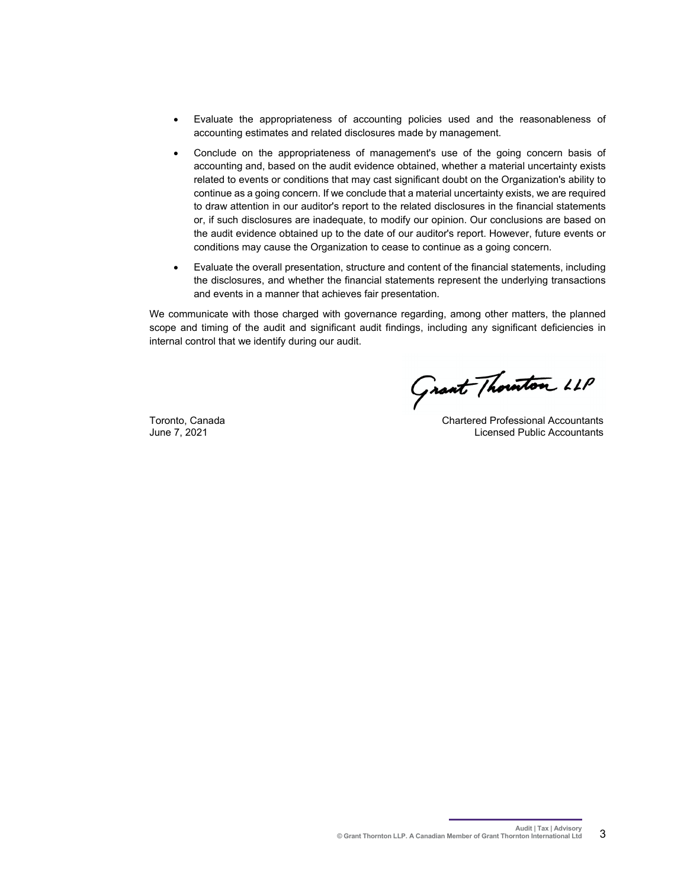- Evaluate the appropriateness of accounting policies used and the reasonableness of accounting estimates and related disclosures made by management.
- Conclude on the appropriateness of management's use of the going concern basis of accounting and, based on the audit evidence obtained, whether a material uncertainty exists related to events or conditions that may cast significant doubt on the Organization's ability to continue as a going concern. If we conclude that a material uncertainty exists, we are required to draw attention in our auditor's report to the related disclosures in the financial statements or, if such disclosures are inadequate, to modify our opinion. Our conclusions are based on the audit evidence obtained up to the date of our auditor's report. However, future events or conditions may cause the Organization to cease to continue as a going concern.
- Evaluate the overall presentation, structure and content of the financial statements, including the disclosures, and whether the financial statements represent the underlying transactions and events in a manner that achieves fair presentation.

We communicate with those charged with governance regarding, among other matters, the planned scope and timing of the audit and significant audit findings, including any significant deficiencies in internal control that we identify during our audit.

Grant Thornton LLP

Toronto, Canada
June 7, 2021

Chartered Professional Accountants
Licensed Public Accountants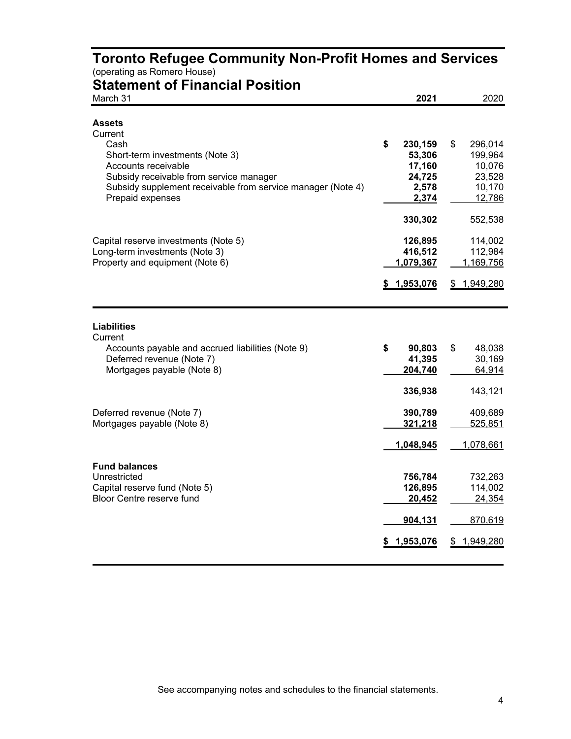# Toronto Refugee Community Non-Profit Homes and Services

(operating as Romero House)

## Statement of Financial Position

| March 31 | 2021 | 2020 |
|---|---|---|
| **Assets** | | |
| Current | | |
| Cash | $ 230,159 | $ 296,014 |
| Short-term investments (Note 3) | 53,306 | 199,964 |
| Accounts receivable | 17,160 | 10,076 |
| Subsidy receivable from service manager | 24,725 | 23,528 |
| Subsidy supplement receivable from service manager (Note 4) | 2,578 | 10,170 |
| Prepaid expenses | 2,374 | 12,786 |
| | 330,302 | 552,538 |
| Capital reserve investments (Note 5) | 126,895 | 114,002 |
| Long-term investments (Note 3) | 416,512 | 112,984 |
| Property and equipment (Note 6) | 1,079,367 | 1,169,756 |
| | $ 1,953,076 | $ 1,949,280 |
| **Liabilities** | | |
| Current | | |
| Accounts payable and accrued liabilities (Note 9) | $ 90,803 | $ 48,038 |
| Deferred revenue (Note 7) | 41,395 | 30,169 |
| Mortgages payable (Note 8) | 204,740 | 64,914 |
| | 336,938 | 143,121 |
| Deferred revenue (Note 7) | 390,789 | 409,689 |
| Mortgages payable (Note 8) | 321,218 | 525,851 |
| | 1,048,945 | 1,078,661 |
| **Fund balances** | | |
| Unrestricted | 756,784 | 732,263 |
| Capital reserve fund (Note 5) | 126,895 | 114,002 |
| Bloor Centre reserve fund | 20,452 | 24,354 |
| | 904,131 | 870,619 |
| | $ 1,953,076 | $ 1,949,280 |

See accompanying notes and schedules to the financial statements.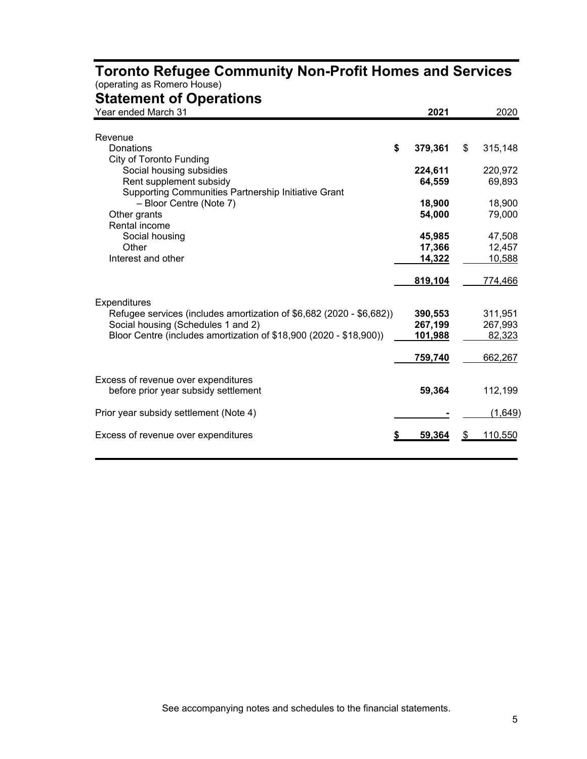# Toronto Refugee Community Non-Profit Homes and Services

(operating as Romero House)

## Statement of Operations

| Year ended March 31 | 2021 | 2020 |
|---|---|---|
| Revenue | | |
| Donations | **$ 379,361** | $ 315,148 |
| City of Toronto Funding | | |
| Social housing subsidies | **224,611** | 220,972 |
| Rent supplement subsidy | **64,559** | 69,893 |
| Supporting Communities Partnership Initiative Grant – Bloor Centre (Note 7) | **18,900** | 18,900 |
| Other grants | **54,000** | 79,000 |
| Rental income | | |
| Social housing | **45,985** | 47,508 |
| Other | **17,366** | 12,457 |
| Interest and other | **14,322** | 10,588 |
| | **819,104** | 774,466 |
| Expenditures | | |
| Refugee services (includes amortization of $6,682 (2020 - $6,682)) | **390,553** | 311,951 |
| Social housing (Schedules 1 and 2) | **267,199** | 267,993 |
| Bloor Centre (includes amortization of $18,900 (2020 - $18,900)) | **101,988** | 82,323 |
| | **759,740** | 662,267 |
| Excess of revenue over expenditures before prior year subsidy settlement | **59,364** | 112,199 |
| Prior year subsidy settlement (Note 4) | **-** | (1,649) |
| Excess of revenue over expenditures | **$ 59,364** | $ 110,550 |

See accompanying notes and schedules to the financial statements.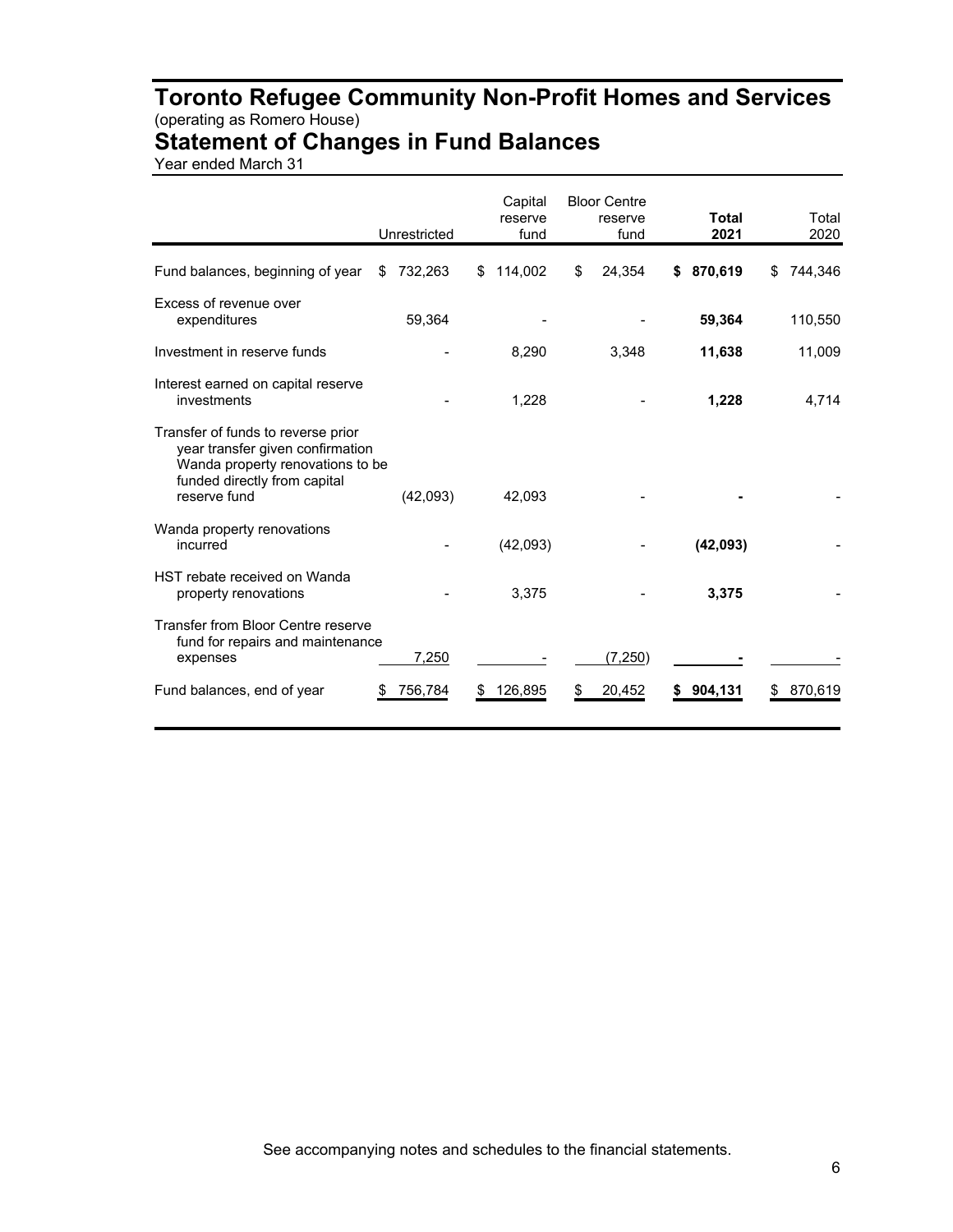# Toronto Refugee Community Non-Profit Homes and Services

(operating as Romero House)

## Statement of Changes in Fund Balances

Year ended March 31

| | Unrestricted | Capital reserve fund | Bloor Centre reserve fund | **Total 2021** | Total 2020 |
|---|---|---|---|---|---|
| Fund balances, beginning of year | $ 732,263 | $ 114,002 | $ 24,354 | **$ 870,619** | $ 744,346 |
| Excess of revenue over expenditures | 59,364 | - | - | **59,364** | 110,550 |
| Investment in reserve funds | - | 8,290 | 3,348 | **11,638** | 11,009 |
| Interest earned on capital reserve investments | - | 1,228 | - | **1,228** | 4,714 |
| Transfer of funds to reverse prior year transfer given confirmation Wanda property renovations to be funded directly from capital reserve fund | (42,093) | 42,093 | - | **-** | - |
| Wanda property renovations incurred | - | (42,093) | - | **(42,093)** | - |
| HST rebate received on Wanda property renovations | - | 3,375 | - | **3,375** | - |
| Transfer from Bloor Centre reserve fund for repairs and maintenance expenses | 7,250 | - | (7,250) | **-** | - |
| Fund balances, end of year | $ 756,784 | $ 126,895 | $ 20,452 | **$ 904,131** | $ 870,619 |

See accompanying notes and schedules to the financial statements.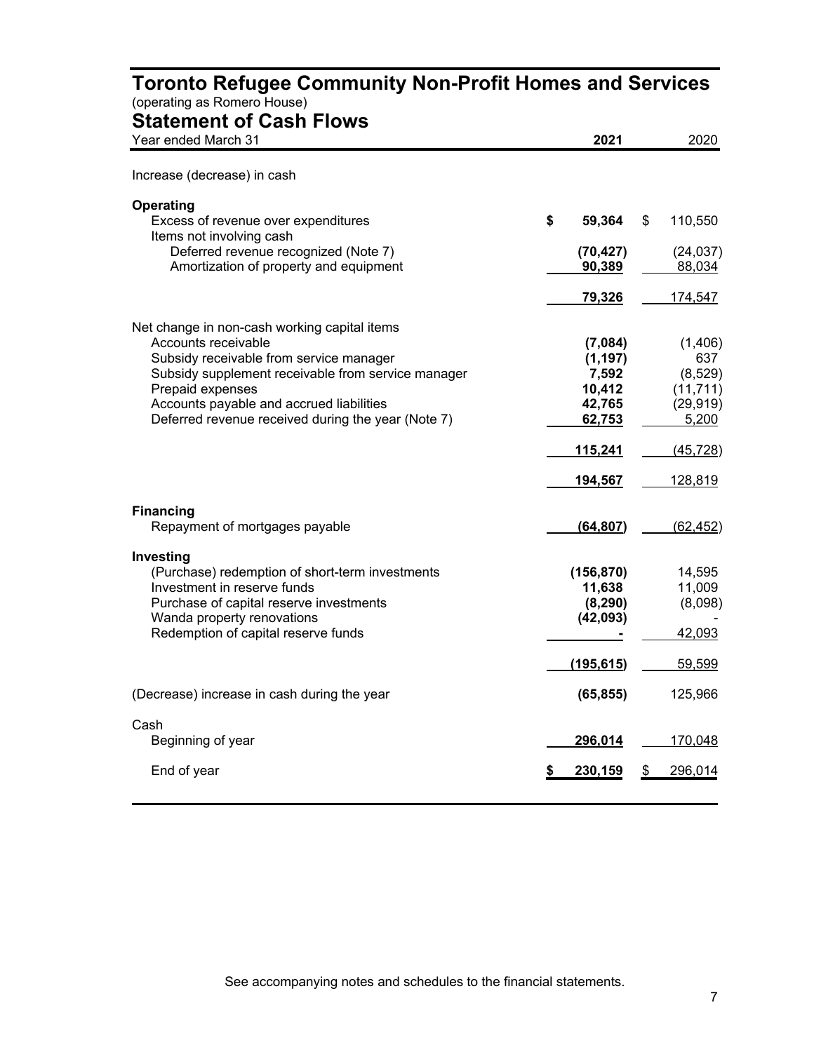# Toronto Refugee Community Non-Profit Homes and Services

(operating as Romero House)

## Statement of Cash Flows

| Year ended March 31 | 2021 | 2020 |
| --- | --- | --- |
| Increase (decrease) in cash | | |
| **Operating** | | |
| Excess of revenue over expenditures | $ 59,364 | $ 110,550 |
| Items not involving cash | | |
| Deferred revenue recognized (Note 7) | (70,427) | (24,037) |
| Amortization of property and equipment | 90,389 | 88,034 |
| | 79,326 | 174,547 |
| Net change in non-cash working capital items | | |
| Accounts receivable | (7,084) | (1,406) |
| Subsidy receivable from service manager | (1,197) | 637 |
| Subsidy supplement receivable from service manager | 7,592 | (8,529) |
| Prepaid expenses | 10,412 | (11,711) |
| Accounts payable and accrued liabilities | 42,765 | (29,919) |
| Deferred revenue received during the year (Note 7) | 62,753 | 5,200 |
| | 115,241 | (45,728) |
| | 194,567 | 128,819 |
| **Financing** | | |
| Repayment of mortgages payable | (64,807) | (62,452) |
| **Investing** | | |
| (Purchase) redemption of short-term investments | (156,870) | 14,595 |
| Investment in reserve funds | 11,638 | 11,009 |
| Purchase of capital reserve investments | (8,290) | (8,098) |
| Wanda property renovations | (42,093) | - |
| Redemption of capital reserve funds | - | 42,093 |
| | (195,615) | 59,599 |
| (Decrease) increase in cash during the year | (65,855) | 125,966 |
| Cash | | |
| Beginning of year | 296,014 | 170,048 |
| End of year | $ 230,159 | $ 296,014 |

See accompanying notes and schedules to the financial statements.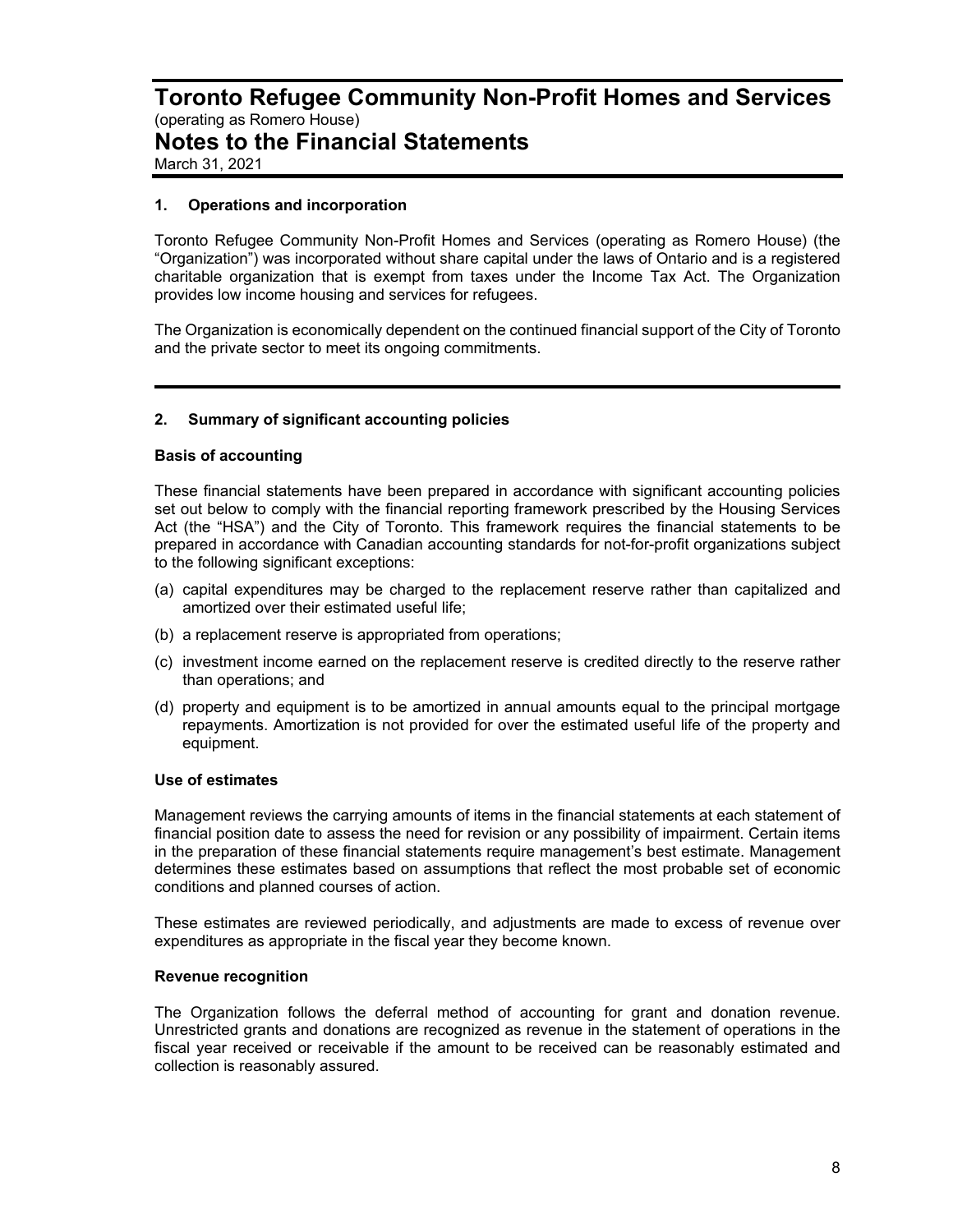# Toronto Refugee Community Non-Profit Homes and Services

(operating as Romero House)

# Notes to the Financial Statements

March 31, 2021

## 1. Operations and incorporation

Toronto Refugee Community Non-Profit Homes and Services (operating as Romero House) (the "Organization") was incorporated without share capital under the laws of Ontario and is a registered charitable organization that is exempt from taxes under the Income Tax Act. The Organization provides low income housing and services for refugees.

The Organization is economically dependent on the continued financial support of the City of Toronto and the private sector to meet its ongoing commitments.

## 2. Summary of significant accounting policies

### Basis of accounting

These financial statements have been prepared in accordance with significant accounting policies set out below to comply with the financial reporting framework prescribed by the Housing Services Act (the "HSA") and the City of Toronto. This framework requires the financial statements to be prepared in accordance with Canadian accounting standards for not-for-profit organizations subject to the following significant exceptions:

(a) capital expenditures may be charged to the replacement reserve rather than capitalized and amortized over their estimated useful life;

(b) a replacement reserve is appropriated from operations;

(c) investment income earned on the replacement reserve is credited directly to the reserve rather than operations; and

(d) property and equipment is to be amortized in annual amounts equal to the principal mortgage repayments. Amortization is not provided for over the estimated useful life of the property and equipment.

### Use of estimates

Management reviews the carrying amounts of items in the financial statements at each statement of financial position date to assess the need for revision or any possibility of impairment. Certain items in the preparation of these financial statements require management's best estimate. Management determines these estimates based on assumptions that reflect the most probable set of economic conditions and planned courses of action.

These estimates are reviewed periodically, and adjustments are made to excess of revenue over expenditures as appropriate in the fiscal year they become known.

### Revenue recognition

The Organization follows the deferral method of accounting for grant and donation revenue. Unrestricted grants and donations are recognized as revenue in the statement of operations in the fiscal year received or receivable if the amount to be received can be reasonably estimated and collection is reasonably assured.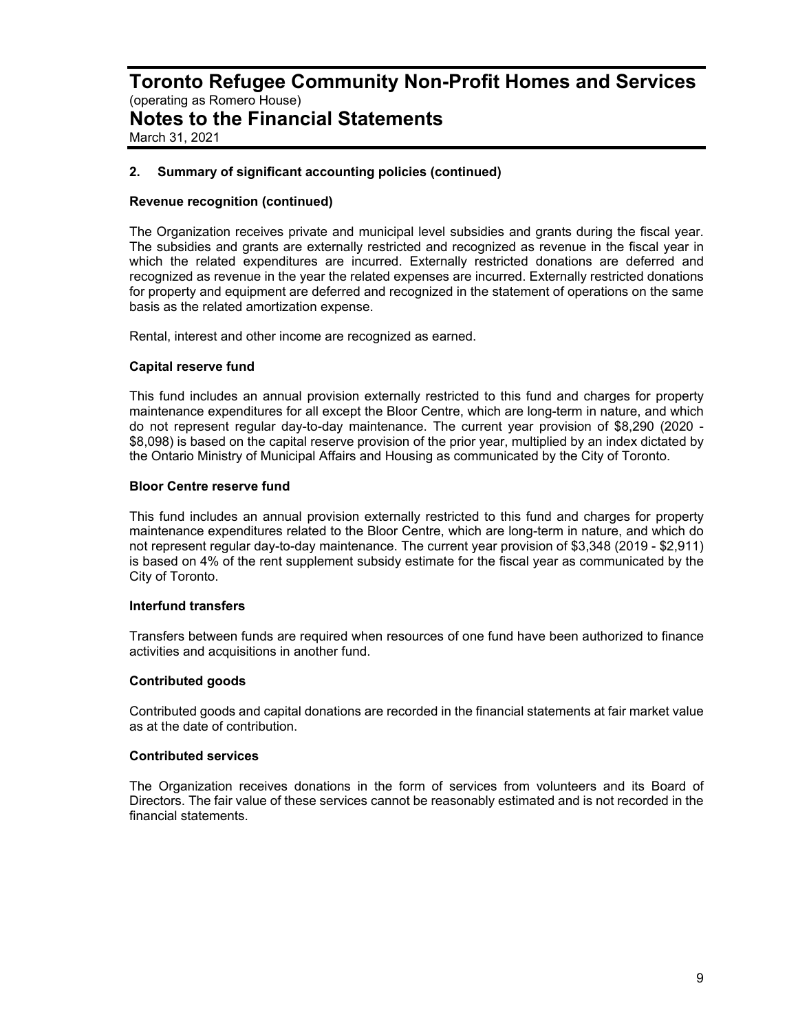## 2. Summary of significant accounting policies (continued)

### Revenue recognition (continued)

The Organization receives private and municipal level subsidies and grants during the fiscal year. The subsidies and grants are externally restricted and recognized as revenue in the fiscal year in which the related expenditures are incurred. Externally restricted donations are deferred and recognized as revenue in the year the related expenses are incurred. Externally restricted donations for property and equipment are deferred and recognized in the statement of operations on the same basis as the related amortization expense.

Rental, interest and other income are recognized as earned.

### Capital reserve fund

This fund includes an annual provision externally restricted to this fund and charges for property maintenance expenditures for all except the Bloor Centre, which are long-term in nature, and which do not represent regular day-to-day maintenance. The current year provision of $8,290 (2020 - $8,098) is based on the capital reserve provision of the prior year, multiplied by an index dictated by the Ontario Ministry of Municipal Affairs and Housing as communicated by the City of Toronto.

### Bloor Centre reserve fund

This fund includes an annual provision externally restricted to this fund and charges for property maintenance expenditures related to the Bloor Centre, which are long-term in nature, and which do not represent regular day-to-day maintenance. The current year provision of $3,348 (2019 - $2,911) is based on 4% of the rent supplement subsidy estimate for the fiscal year as communicated by the City of Toronto.

### Interfund transfers

Transfers between funds are required when resources of one fund have been authorized to finance activities and acquisitions in another fund.

### Contributed goods

Contributed goods and capital donations are recorded in the financial statements at fair market value as at the date of contribution.

### Contributed services

The Organization receives donations in the form of services from volunteers and its Board of Directors. The fair value of these services cannot be reasonably estimated and is not recorded in the financial statements.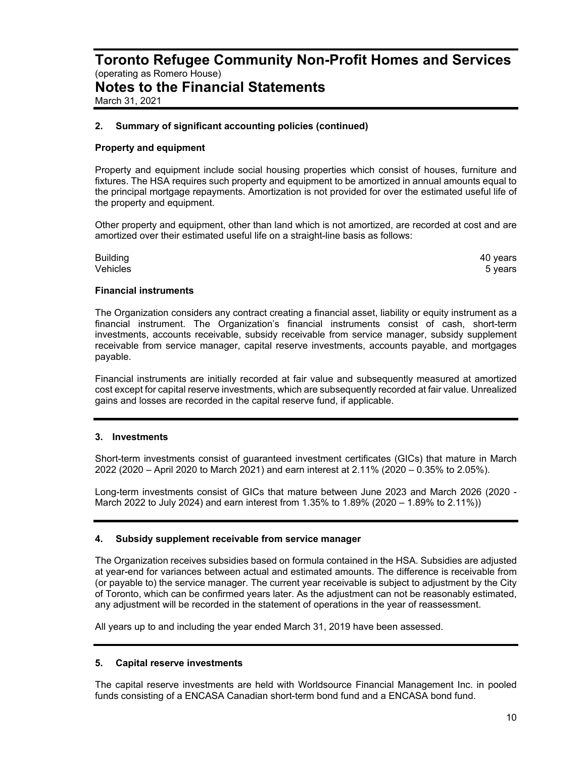# Toronto Refugee Community Non-Profit Homes and Services

(operating as Romero House)

# Notes to the Financial Statements

March 31, 2021

## 2. Summary of significant accounting policies (continued)

### Property and equipment

Property and equipment include social housing properties which consist of houses, furniture and fixtures. The HSA requires such property and equipment to be amortized in annual amounts equal to the principal mortgage repayments. Amortization is not provided for over the estimated useful life of the property and equipment.

Other property and equipment, other than land which is not amortized, are recorded at cost and are amortized over their estimated useful life on a straight-line basis as follows:

| | |
|---|---|
| Building | 40 years |
| Vehicles | 5 years |

### Financial instruments

The Organization considers any contract creating a financial asset, liability or equity instrument as a financial instrument. The Organization's financial instruments consist of cash, short-term investments, accounts receivable, subsidy receivable from service manager, subsidy supplement receivable from service manager, capital reserve investments, accounts payable, and mortgages payable.

Financial instruments are initially recorded at fair value and subsequently measured at amortized cost except for capital reserve investments, which are subsequently recorded at fair value. Unrealized gains and losses are recorded in the capital reserve fund, if applicable.

## 3. Investments

Short-term investments consist of guaranteed investment certificates (GICs) that mature in March 2022 (2020 – April 2020 to March 2021) and earn interest at 2.11% (2020 – 0.35% to 2.05%).

Long-term investments consist of GICs that mature between June 2023 and March 2026 (2020 - March 2022 to July 2024) and earn interest from 1.35% to 1.89% (2020 – 1.89% to 2.11%))

## 4. Subsidy supplement receivable from service manager

The Organization receives subsidies based on formula contained in the HSA. Subsidies are adjusted at year-end for variances between actual and estimated amounts. The difference is receivable from (or payable to) the service manager. The current year receivable is subject to adjustment by the City of Toronto, which can be confirmed years later. As the adjustment can not be reasonably estimated, any adjustment will be recorded in the statement of operations in the year of reassessment.

All years up to and including the year ended March 31, 2019 have been assessed.

## 5. Capital reserve investments

The capital reserve investments are held with Worldsource Financial Management Inc. in pooled funds consisting of a ENCASA Canadian short-term bond fund and a ENCASA bond fund.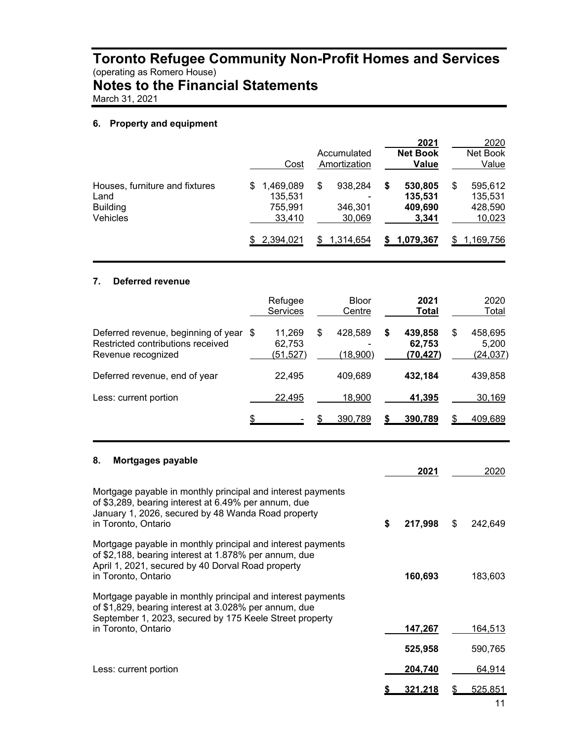# Toronto Refugee Community Non-Profit Homes and Services

(operating as Romero House)

# Notes to the Financial Statements

March 31, 2021

### 6. Property and equipment

| | Cost | Accumulated Amortization | **2021 Net Book Value** | 2020 Net Book Value |
|---|---|---|---|---|
| Houses, furniture and fixtures | $ 1,469,089 | $ 938,284 | **$ 530,805** | $ 595,612 |
| Land | 135,531 | - | **135,531** | 135,531 |
| Building | 755,991 | 346,301 | **409,690** | 428,590 |
| Vehicles | 33,410 | 30,069 | **3,341** | 10,023 |
| | $ 2,394,021 | $ 1,314,654 | **$ 1,079,367** | $ 1,169,756 |

### 7. Deferred revenue

| | Refugee Services | Bloor Centre | **2021 Total** | 2020 Total |
|---|---|---|---|---|
| Deferred revenue, beginning of year | $ 11,269 | $ 428,589 | **$ 439,858** | $ 458,695 |
| Restricted contributions received | 62,753 | - | **62,753** | 5,200 |
| Revenue recognized | (51,527) | (18,900) | **(70,427)** | (24,037) |
| Deferred revenue, end of year | 22,495 | 409,689 | **432,184** | 439,858 |
| Less: current portion | 22,495 | 18,900 | **41,395** | 30,169 |
| | $ - | $ 390,789 | **$ 390,789** | $ 409,689 |

### 8. Mortgages payable

| | **2021** | 2020 |
|---|---|---|
| Mortgage payable in monthly principal and interest payments of $3,289, bearing interest at 6.49% per annum, due January 1, 2026, secured by 48 Wanda Road property in Toronto, Ontario | **$ 217,998** | $ 242,649 |
| Mortgage payable in monthly principal and interest payments of $2,188, bearing interest at 1.878% per annum, due April 1, 2021, secured by 40 Dorval Road property in Toronto, Ontario | **160,693** | 183,603 |
| Mortgage payable in monthly principal and interest payments of $1,829, bearing interest at 3.028% per annum, due September 1, 2023, secured by 175 Keele Street property in Toronto, Ontario | **147,267** | 164,513 |
| | **525,958** | 590,765 |
| Less: current portion | **204,740** | 64,914 |
| | **$ 321,218** | $ 525,851 |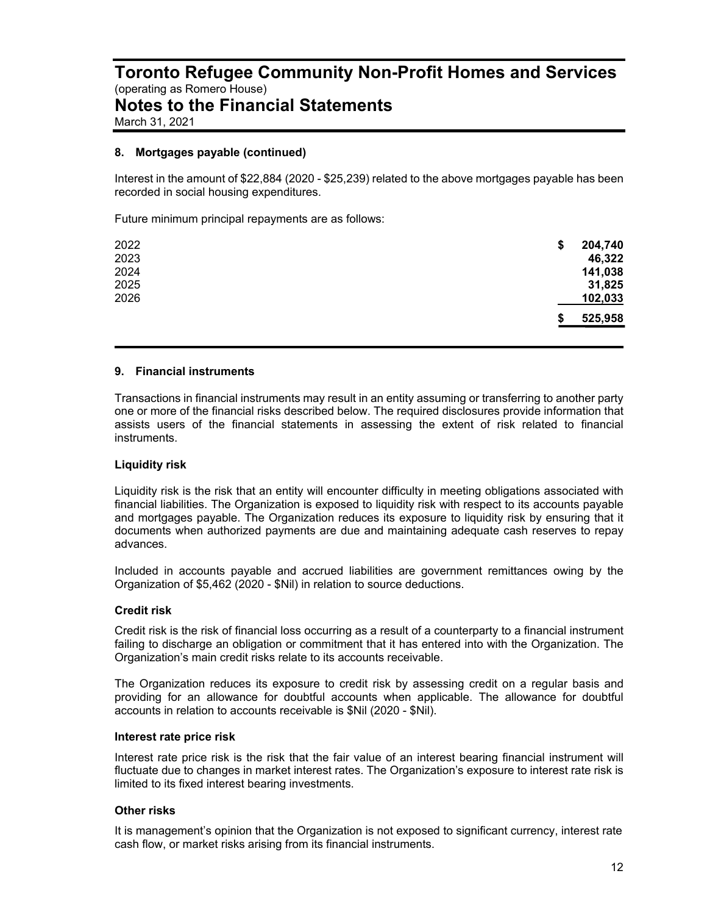## 8. Mortgages payable (continued)

Interest in the amount of $22,884 (2020 - $25,239) related to the above mortgages payable has been recorded in social housing expenditures.

Future minimum principal repayments are as follows:

| | |
|---|---|
| 2022 | $ 204,740 |
| 2023 | 46,322 |
| 2024 | 141,038 |
| 2025 | 31,825 |
| 2026 | 102,033 |
| | $ 525,958 |

## 9. Financial instruments

Transactions in financial instruments may result in an entity assuming or transferring to another party one or more of the financial risks described below. The required disclosures provide information that assists users of the financial statements in assessing the extent of risk related to financial instruments.

### Liquidity risk

Liquidity risk is the risk that an entity will encounter difficulty in meeting obligations associated with financial liabilities. The Organization is exposed to liquidity risk with respect to its accounts payable and mortgages payable. The Organization reduces its exposure to liquidity risk by ensuring that it documents when authorized payments are due and maintaining adequate cash reserves to repay advances.

Included in accounts payable and accrued liabilities are government remittances owing by the Organization of $5,462 (2020 - $Nil) in relation to source deductions.

### Credit risk

Credit risk is the risk of financial loss occurring as a result of a counterparty to a financial instrument failing to discharge an obligation or commitment that it has entered into with the Organization. The Organization's main credit risks relate to its accounts receivable.

The Organization reduces its exposure to credit risk by assessing credit on a regular basis and providing for an allowance for doubtful accounts when applicable. The allowance for doubtful accounts in relation to accounts receivable is $Nil (2020 - $Nil).

### Interest rate price risk

Interest rate price risk is the risk that the fair value of an interest bearing financial instrument will fluctuate due to changes in market interest rates. The Organization's exposure to interest rate risk is limited to its fixed interest bearing investments.

### Other risks

It is management's opinion that the Organization is not exposed to significant currency, interest rate cash flow, or market risks arising from its financial instruments.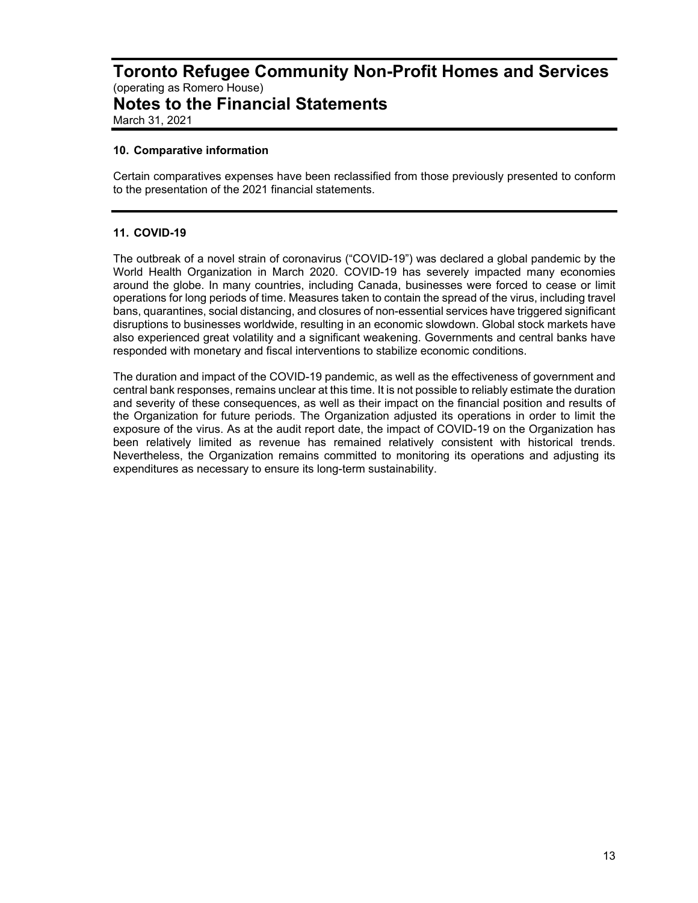# Toronto Refugee Community Non-Profit Homes and Services

(operating as Romero House)

# Notes to the Financial Statements

March 31, 2021

### 10. Comparative information

Certain comparatives expenses have been reclassified from those previously presented to conform to the presentation of the 2021 financial statements.

### 11. COVID-19

The outbreak of a novel strain of coronavirus ("COVID-19") was declared a global pandemic by the World Health Organization in March 2020. COVID-19 has severely impacted many economies around the globe. In many countries, including Canada, businesses were forced to cease or limit operations for long periods of time. Measures taken to contain the spread of the virus, including travel bans, quarantines, social distancing, and closures of non-essential services have triggered significant disruptions to businesses worldwide, resulting in an economic slowdown. Global stock markets have also experienced great volatility and a significant weakening. Governments and central banks have responded with monetary and fiscal interventions to stabilize economic conditions.

The duration and impact of the COVID-19 pandemic, as well as the effectiveness of government and central bank responses, remains unclear at this time. It is not possible to reliably estimate the duration and severity of these consequences, as well as their impact on the financial position and results of the Organization for future periods. The Organization adjusted its operations in order to limit the exposure of the virus. As at the audit report date, the impact of COVID-19 on the Organization has been relatively limited as revenue has remained relatively consistent with historical trends. Nevertheless, the Organization remains committed to monitoring its operations and adjusting its expenditures as necessary to ensure its long-term sustainability.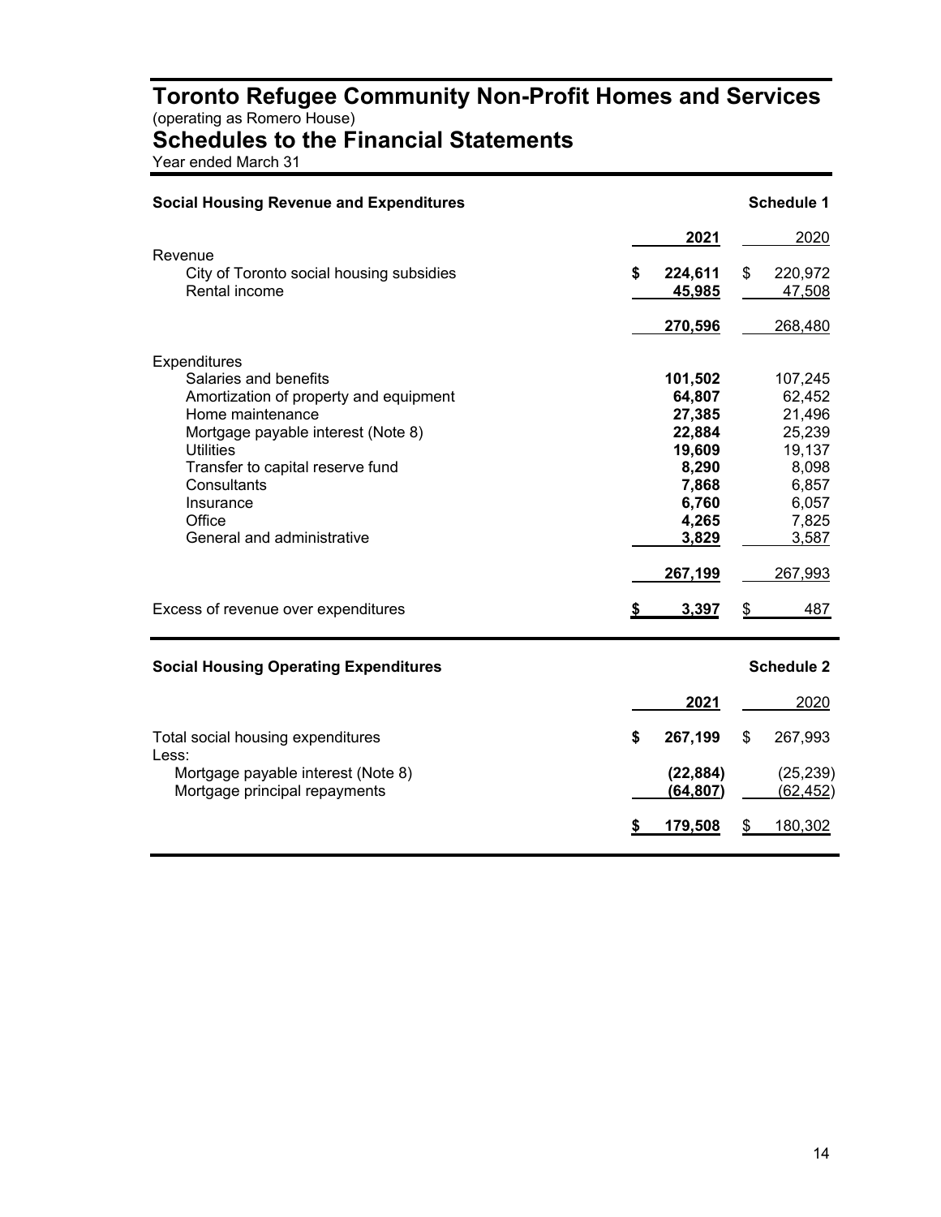# Toronto Refugee Community Non-Profit Homes and Services

(operating as Romero House)

# Schedules to the Financial Statements

Year ended March 31

## Social Housing Revenue and Expenditures

**Schedule 1**

| | 2021 | 2020 |
|---|---|---|
| Revenue | | |
| City of Toronto social housing subsidies | **$ 224,611** | $ 220,972 |
| Rental income | **45,985** | 47,508 |
| | **270,596** | 268,480 |
| Expenditures | | |
| Salaries and benefits | **101,502** | 107,245 |
| Amortization of property and equipment | **64,807** | 62,452 |
| Home maintenance | **27,385** | 21,496 |
| Mortgage payable interest (Note 8) | **22,884** | 25,239 |
| Utilities | **19,609** | 19,137 |
| Transfer to capital reserve fund | **8,290** | 8,098 |
| Consultants | **7,868** | 6,857 |
| Insurance | **6,760** | 6,057 |
| Office | **4,265** | 7,825 |
| General and administrative | **3,829** | 3,587 |
| | **267,199** | 267,993 |
| Excess of revenue over expenditures | **$ 3,397** | $ 487 |

## Social Housing Operating Expenditures

**Schedule 2**

| | 2021 | 2020 |
|---|---|---|
| Total social housing expenditures | **$ 267,199** | $ 267,993 |
| Less: | | |
| Mortgage payable interest (Note 8) | **(22,884)** | (25,239) |
| Mortgage principal repayments | **(64,807)** | (62,452) |
| | **$ 179,508** | $ 180,302 |